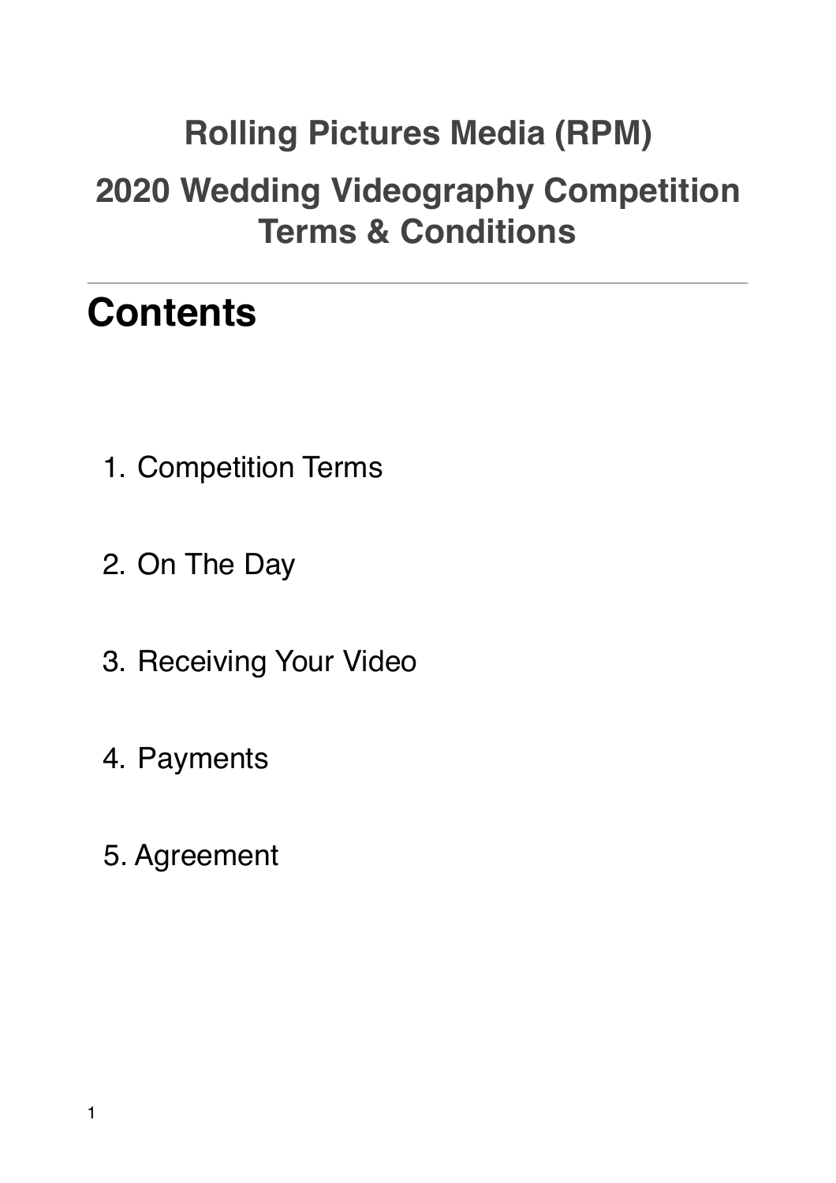# Rolling Pictures Media (RPM)

# 2020 Wedding Videography Competition Terms & Conditions

---

## Contents

1. Competition Terms
2. On The Day
3. Receiving Your Video
4. Payments
5. Agreement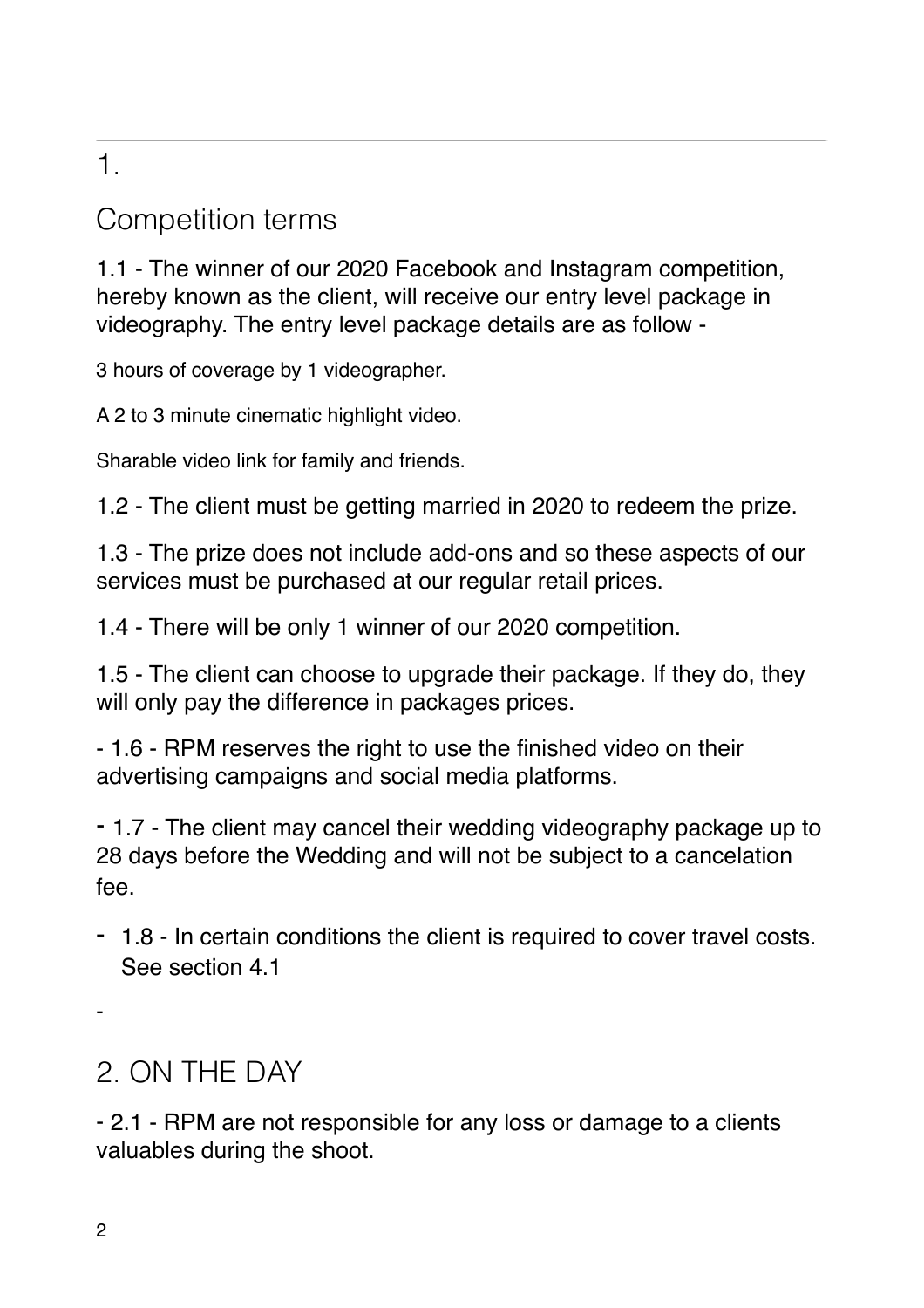## 1.

## Competition terms

1.1 - The winner of our 2020 Facebook and Instagram competition, hereby known as the client, will receive our entry level package in videography. The entry level package details are as follow -

3 hours of coverage by 1 videographer.

A 2 to 3 minute cinematic highlight video.

Sharable video link for family and friends.

1.2 - The client must be getting married in 2020 to redeem the prize.

1.3 - The prize does not include add-ons and so these aspects of our services must be purchased at our regular retail prices.

1.4 - There will be only 1 winner of our 2020 competition.

1.5 - The client can choose to upgrade their package. If they do, they will only pay the difference in packages prices.

- 1.6 - RPM reserves the right to use the finished video on their advertising campaigns and social media platforms.
- 1.7 - The client may cancel their wedding videography package up to 28 days before the Wedding and will not be subject to a cancelation fee.
- 1.8 - In certain conditions the client is required to cover travel costs. See section 4.1

-

## 2. ON THE DAY

- 2.1 - RPM are not responsible for any loss or damage to a clients valuables during the shoot.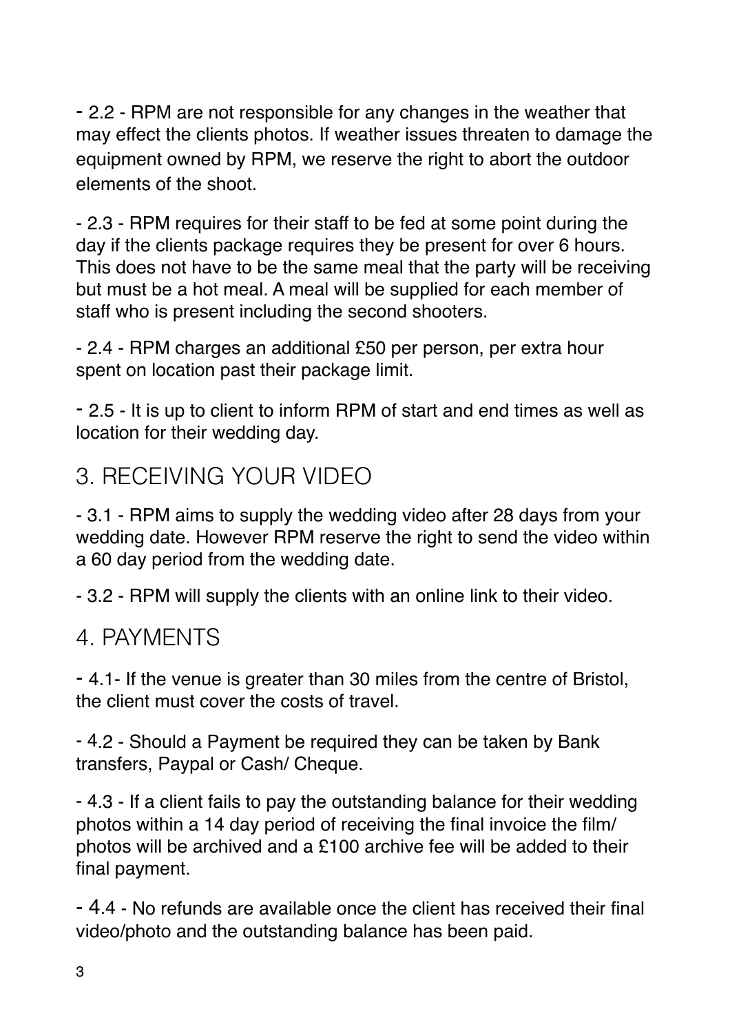- 2.2 - RPM are not responsible for any changes in the weather that may effect the clients photos. If weather issues threaten to damage the equipment owned by RPM, we reserve the right to abort the outdoor elements of the shoot.

- 2.3 - RPM requires for their staff to be fed at some point during the day if the clients package requires they be present for over 6 hours. This does not have to be the same meal that the party will be receiving but must be a hot meal. A meal will be supplied for each member of staff who is present including the second shooters.

- 2.4 - RPM charges an additional £50 per person, per extra hour spent on location past their package limit.

- 2.5 - It is up to client to inform RPM of start and end times as well as location for their wedding day.

## 3. RECEIVING YOUR VIDEO

- 3.1 - RPM aims to supply the wedding video after 28 days from your wedding date. However RPM reserve the right to send the video within a 60 day period from the wedding date.

- 3.2 - RPM will supply the clients with an online link to their video.

## 4. PAYMENTS

- 4.1- If the venue is greater than 30 miles from the centre of Bristol, the client must cover the costs of travel.

- 4.2 - Should a Payment be required they can be taken by Bank transfers, Paypal or Cash/ Cheque.

- 4.3 - If a client fails to pay the outstanding balance for their wedding photos within a 14 day period of receiving the final invoice the film/ photos will be archived and a £100 archive fee will be added to their final payment.

- 4.4 - No refunds are available once the client has received their final video/photo and the outstanding balance has been paid.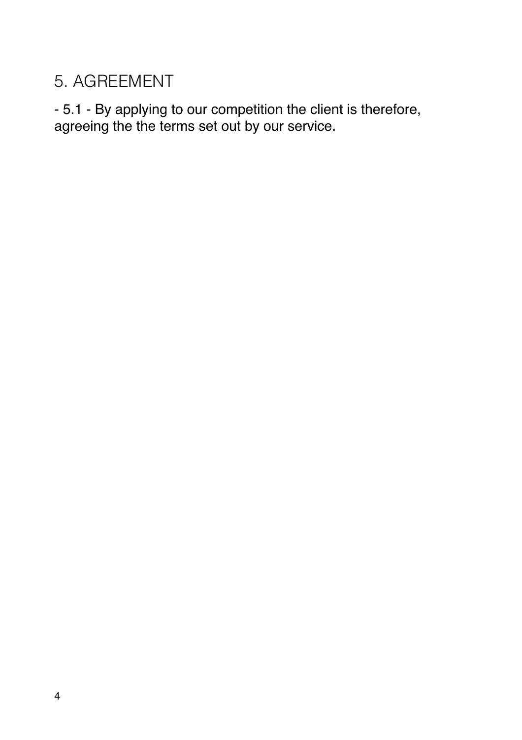## 5. AGREEMENT

- 5.1 - By applying to our competition the client is therefore, agreeing the the terms set out by our service.